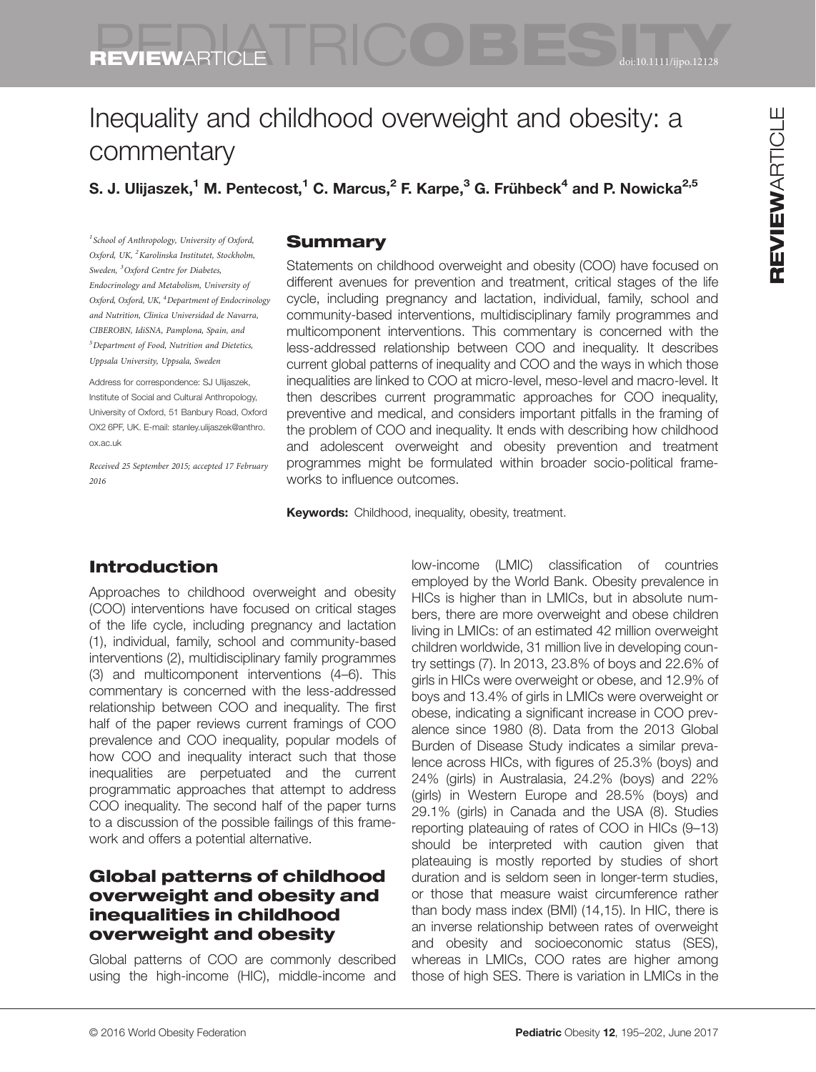# Inequality and childhood overweight and obesity: a commentary

**S. J. Ulijaszek,[1] M. Pentecost,[1] C. Marcus,[2] F. Karpe,[3] G. Frühbeck[4] and P. Nowicka[2,5]**

*[1]School of Anthropology, University of Oxford, Oxford, UK, [2]Karolinska Institutet, Stockholm, Sweden, [3]Oxford Centre for Diabetes, Endocrinology and Metabolism, University of Oxford, Oxford, UK, [4]Department of Endocrinology and Nutrition, Clinica Universidad de Navarra, CIBEROBN, IdiSNA, Pamplona, Spain, and [5]Department of Food, Nutrition and Dietetics, Uppsala University, Uppsala, Sweden*

Address for correspondence: SJ Ulijaszek, Institute of Social and Cultural Anthropology, University of Oxford, 51 Banbury Road, Oxford OX2 6PF, UK. E-mail: stanley.ulijaszek@anthro.ox.ac.uk

*Received 25 September 2015; accepted 17 February 2016*

## Summary

Statements on childhood overweight and obesity (COO) have focused on different avenues for prevention and treatment, critical stages of the life cycle, including pregnancy and lactation, individual, family, school and community-based interventions, multidisciplinary family programmes and multicomponent interventions. This commentary is concerned with the less-addressed relationship between COO and inequality. It describes current global patterns of inequality and COO and the ways in which those inequalities are linked to COO at micro-level, meso-level and macro-level. It then describes current programmatic approaches for COO inequality, preventive and medical, and considers important pitfalls in the framing of the problem of COO and inequality. It ends with describing how childhood and adolescent overweight and obesity prevention and treatment programmes might be formulated within broader socio-political frameworks to influence outcomes.

**Keywords:** Childhood, inequality, obesity, treatment.

## Introduction

Approaches to childhood overweight and obesity (COO) interventions have focused on critical stages of the life cycle, including pregnancy and lactation (1), individual, family, school and community-based interventions (2), multidisciplinary family programmes (3) and multicomponent interventions (4–6). This commentary is concerned with the less-addressed relationship between COO and inequality. The first half of the paper reviews current framings of COO prevalence and COO inequality, popular models of how COO and inequality interact such that those inequalities are perpetuated and the current programmatic approaches that attempt to address COO inequality. The second half of the paper turns to a discussion of the possible failings of this framework and offers a potential alternative.

## Global patterns of childhood overweight and obesity and inequalities in childhood overweight and obesity

Global patterns of COO are commonly described using the high-income (HIC), middle-income and low-income (LMIC) classification of countries employed by the World Bank. Obesity prevalence in HICs is higher than in LMICs, but in absolute numbers, there are more overweight and obese children living in LMICs: of an estimated 42 million overweight children worldwide, 31 million live in developing country settings (7). In 2013, 23.8% of boys and 22.6% of girls in HICs were overweight or obese, and 12.9% of boys and 13.4% of girls in LMICs were overweight or obese, indicating a significant increase in COO prevalence since 1980 (8). Data from the 2013 Global Burden of Disease Study indicates a similar prevalence across HICs, with figures of 25.3% (boys) and 24% (girls) in Australasia, 24.2% (boys) and 22% (girls) in Western Europe and 28.5% (boys) and 29.1% (girls) in Canada and the USA (8). Studies reporting plateauing of rates of COO in HICs (9–13) should be interpreted with caution given that plateauing is mostly reported by studies of short duration and is seldom seen in longer-term studies, or those that measure waist circumference rather than body mass index (BMI) (14,15). In HIC, there is an inverse relationship between rates of overweight and obesity and socioeconomic status (SES), whereas in LMICs, COO rates are higher among those of high SES. There is variation in LMICs in the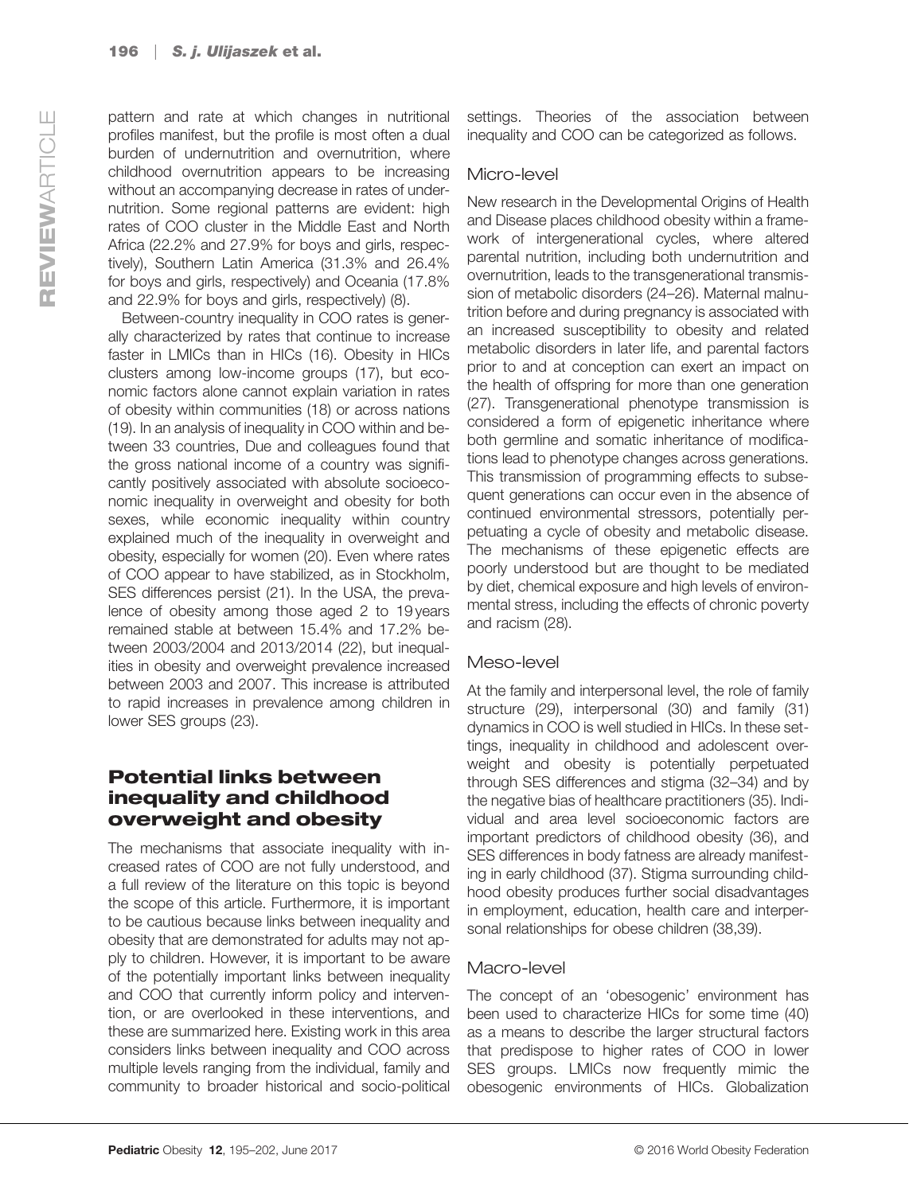pattern and rate at which changes in nutritional profiles manifest, but the profile is most often a dual burden of undernutrition and overnutrition, where childhood overnutrition appears to be increasing without an accompanying decrease in rates of undernutrition. Some regional patterns are evident: high rates of COO cluster in the Middle East and North Africa (22.2% and 27.9% for boys and girls, respectively), Southern Latin America (31.3% and 26.4% for boys and girls, respectively) and Oceania (17.8% and 22.9% for boys and girls, respectively) (8).

Between-country inequality in COO rates is generally characterized by rates that continue to increase faster in LMICs than in HICs (16). Obesity in HICs clusters among low-income groups (17), but economic factors alone cannot explain variation in rates of obesity within communities (18) or across nations (19). In an analysis of inequality in COO within and between 33 countries, Due and colleagues found that the gross national income of a country was significantly positively associated with absolute socioeconomic inequality in overweight and obesity for both sexes, while economic inequality within country explained much of the inequality in overweight and obesity, especially for women (20). Even where rates of COO appear to have stabilized, as in Stockholm, SES differences persist (21). In the USA, the prevalence of obesity among those aged 2 to 19 years remained stable at between 15.4% and 17.2% between 2003/2004 and 2013/2014 (22), but inequalities in obesity and overweight prevalence increased between 2003 and 2007. This increase is attributed to rapid increases in prevalence among children in lower SES groups (23).

## Potential links between inequality and childhood overweight and obesity

The mechanisms that associate inequality with increased rates of COO are not fully understood, and a full review of the literature on this topic is beyond the scope of this article. Furthermore, it is important to be cautious because links between inequality and obesity that are demonstrated for adults may not apply to children. However, it is important to be aware of the potentially important links between inequality and COO that currently inform policy and intervention, or are overlooked in these interventions, and these are summarized here. Existing work in this area considers links between inequality and COO across multiple levels ranging from the individual, family and community to broader historical and socio-political settings. Theories of the association between inequality and COO can be categorized as follows.

### Micro-level

New research in the Developmental Origins of Health and Disease places childhood obesity within a framework of intergenerational cycles, where altered parental nutrition, including both undernutrition and overnutrition, leads to the transgenerational transmission of metabolic disorders (24–26). Maternal malnutrition before and during pregnancy is associated with an increased susceptibility to obesity and related metabolic disorders in later life, and parental factors prior to and at conception can exert an impact on the health of offspring for more than one generation (27). Transgenerational phenotype transmission is considered a form of epigenetic inheritance where both germline and somatic inheritance of modifications lead to phenotype changes across generations. This transmission of programming effects to subsequent generations can occur even in the absence of continued environmental stressors, potentially perpetuating a cycle of obesity and metabolic disease. The mechanisms of these epigenetic effects are poorly understood but are thought to be mediated by diet, chemical exposure and high levels of environmental stress, including the effects of chronic poverty and racism (28).

### Meso-level

At the family and interpersonal level, the role of family structure (29), interpersonal (30) and family (31) dynamics in COO is well studied in HICs. In these settings, inequality in childhood and adolescent overweight and obesity is potentially perpetuated through SES differences and stigma (32–34) and by the negative bias of healthcare practitioners (35). Individual and area level socioeconomic factors are important predictors of childhood obesity (36), and SES differences in body fatness are already manifesting in early childhood (37). Stigma surrounding childhood obesity produces further social disadvantages in employment, education, health care and interpersonal relationships for obese children (38,39).

### Macro-level

The concept of an 'obesogenic' environment has been used to characterize HICs for some time (40) as a means to describe the larger structural factors that predispose to higher rates of COO in lower SES groups. LMICs now frequently mimic the obesogenic environments of HICs. Globalization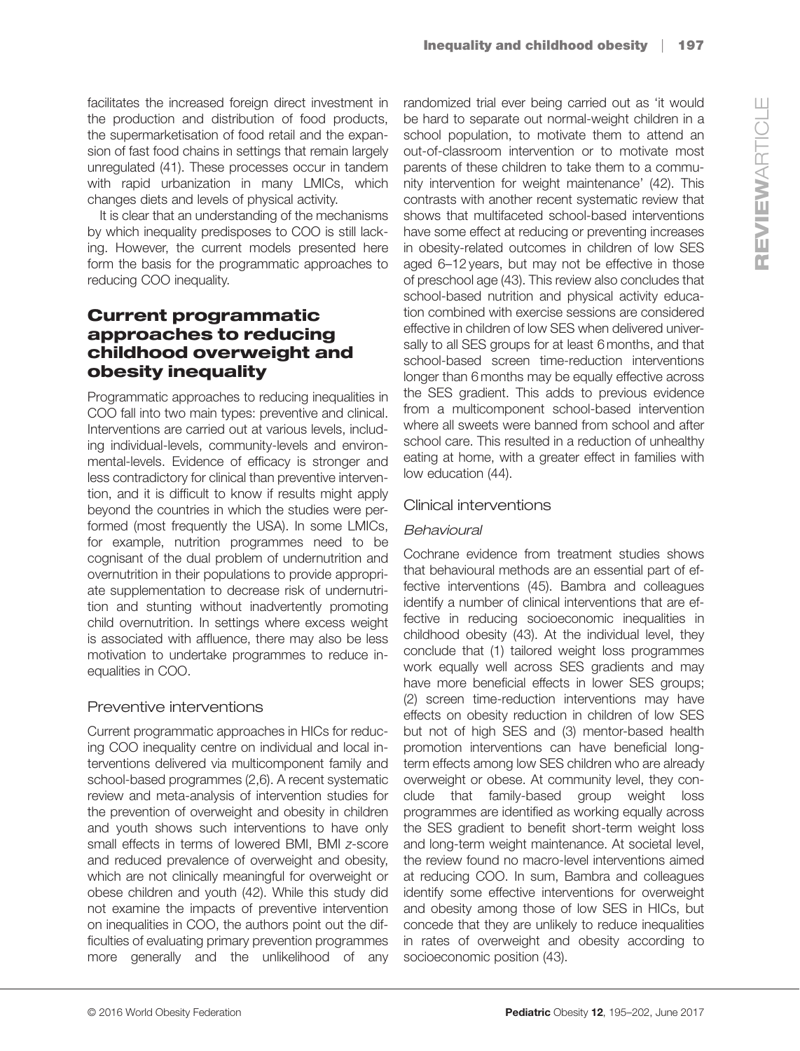facilitates the increased foreign direct investment in the production and distribution of food products, the supermarketisation of food retail and the expansion of fast food chains in settings that remain largely unregulated (41). These processes occur in tandem with rapid urbanization in many LMICs, which changes diets and levels of physical activity.

It is clear that an understanding of the mechanisms by which inequality predisposes to COO is still lacking. However, the current models presented here form the basis for the programmatic approaches to reducing COO inequality.

## Current programmatic approaches to reducing childhood overweight and obesity inequality

Programmatic approaches to reducing inequalities in COO fall into two main types: preventive and clinical. Interventions are carried out at various levels, including individual-levels, community-levels and environmental-levels. Evidence of efficacy is stronger and less contradictory for clinical than preventive intervention, and it is difficult to know if results might apply beyond the countries in which the studies were performed (most frequently the USA). In some LMICs, for example, nutrition programmes need to be cognisant of the dual problem of undernutrition and overnutrition in their populations to provide appropriate supplementation to decrease risk of undernutrition and stunting without inadvertently promoting child overnutrition. In settings where excess weight is associated with affluence, there may also be less motivation to undertake programmes to reduce inequalities in COO.

### Preventive interventions

Current programmatic approaches in HICs for reducing COO inequality centre on individual and local interventions delivered via multicomponent family and school-based programmes (2,6). A recent systematic review and meta-analysis of intervention studies for the prevention of overweight and obesity in children and youth shows such interventions to have only small effects in terms of lowered BMI, BMI *z*-score and reduced prevalence of overweight and obesity, which are not clinically meaningful for overweight or obese children and youth (42). While this study did not examine the impacts of preventive intervention on inequalities in COO, the authors point out the difficulties of evaluating primary prevention programmes more generally and the unlikelihood of any randomized trial ever being carried out as 'it would be hard to separate out normal-weight children in a school population, to motivate them to attend an out-of-classroom intervention or to motivate most parents of these children to take them to a community intervention for weight maintenance' (42). This contrasts with another recent systematic review that shows that multifaceted school-based interventions have some effect at reducing or preventing increases in obesity-related outcomes in children of low SES aged 6–12 years, but may not be effective in those of preschool age (43). This review also concludes that school-based nutrition and physical activity education combined with exercise sessions are considered effective in children of low SES when delivered universally to all SES groups for at least 6 months, and that school-based screen time-reduction interventions longer than 6 months may be equally effective across the SES gradient. This adds to previous evidence from a multicomponent school-based intervention where all sweets were banned from school and after school care. This resulted in a reduction of unhealthy eating at home, with a greater effect in families with low education (44).

### Clinical interventions

#### *Behavioural*

Cochrane evidence from treatment studies shows that behavioural methods are an essential part of effective interventions (45). Bambra and colleagues identify a number of clinical interventions that are effective in reducing socioeconomic inequalities in childhood obesity (43). At the individual level, they conclude that (1) tailored weight loss programmes work equally well across SES gradients and may have more beneficial effects in lower SES groups; (2) screen time-reduction interventions may have effects on obesity reduction in children of low SES but not of high SES and (3) mentor-based health promotion interventions can have beneficial long-term effects among low SES children who are already overweight or obese. At community level, they conclude that family-based group weight loss programmes are identified as working equally across the SES gradient to benefit short-term weight loss and long-term weight maintenance. At societal level, the review found no macro-level interventions aimed at reducing COO. In sum, Bambra and colleagues identify some effective interventions for overweight and obesity among those of low SES in HICs, but concede that they are unlikely to reduce inequalities in rates of overweight and obesity according to socioeconomic position (43).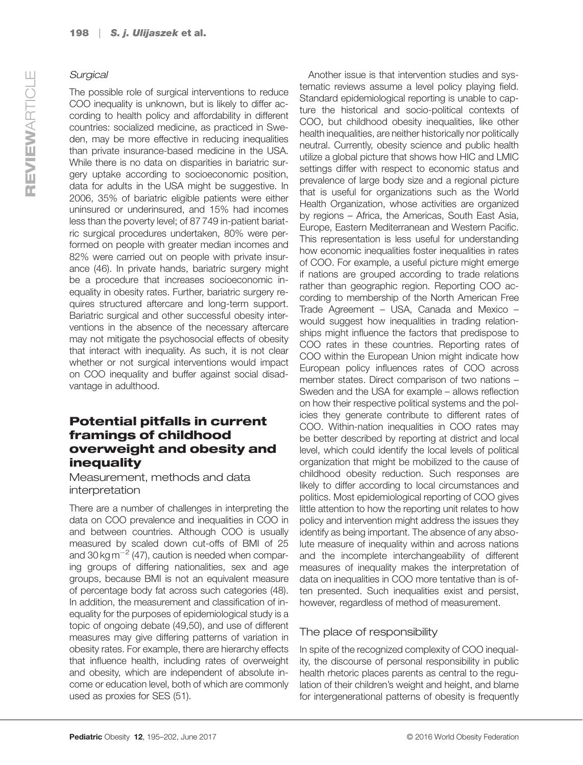### *Surgical*

The possible role of surgical interventions to reduce COO inequality is unknown, but is likely to differ according to health policy and affordability in different countries: socialized medicine, as practiced in Sweden, may be more effective in reducing inequalities than private insurance-based medicine in the USA. While there is no data on disparities in bariatric surgery uptake according to socioeconomic position, data for adults in the USA might be suggestive. In 2006, 35% of bariatric eligible patients were either uninsured or underinsured, and 15% had incomes less than the poverty level; of 87 749 in-patient bariatric surgical procedures undertaken, 80% were performed on people with greater median incomes and 82% were carried out on people with private insurance (46). In private hands, bariatric surgery might be a procedure that increases socioeconomic inequality in obesity rates. Further, bariatric surgery requires structured aftercare and long-term support. Bariatric surgical and other successful obesity interventions in the absence of the necessary aftercare may not mitigate the psychosocial effects of obesity that interact with inequality. As such, it is not clear whether or not surgical interventions would impact on COO inequality and buffer against social disadvantage in adulthood.

## Potential pitfalls in current framings of childhood overweight and obesity and inequality

### Measurement, methods and data interpretation

There are a number of challenges in interpreting the data on COO prevalence and inequalities in COO in and between countries. Although COO is usually measured by scaled down cut-offs of BMI of 25 and 30 $kg\,m^{-2}$ (47), caution is needed when comparing groups of differing nationalities, sex and age groups, because BMI is not an equivalent measure of percentage body fat across such categories (48). In addition, the measurement and classification of inequality for the purposes of epidemiological study is a topic of ongoing debate (49,50), and use of different measures may give differing patterns of variation in obesity rates. For example, there are hierarchy effects that influence health, including rates of overweight and obesity, which are independent of absolute income or education level, both of which are commonly used as proxies for SES (51).

Another issue is that intervention studies and systematic reviews assume a level policy playing field. Standard epidemiological reporting is unable to capture the historical and socio-political contexts of COO, but childhood obesity inequalities, like other health inequalities, are neither historically nor politically neutral. Currently, obesity science and public health utilize a global picture that shows how HIC and LMIC settings differ with respect to economic status and prevalence of large body size and a regional picture that is useful for organizations such as the World Health Organization, whose activities are organized by regions – Africa, the Americas, South East Asia, Europe, Eastern Mediterranean and Western Pacific. This representation is less useful for understanding how economic inequalities foster inequalities in rates of COO. For example, a useful picture might emerge if nations are grouped according to trade relations rather than geographic region. Reporting COO according to membership of the North American Free Trade Agreement – USA, Canada and Mexico – would suggest how inequalities in trading relationships might influence the factors that predispose to COO rates in these countries. Reporting rates of COO within the European Union might indicate how European policy influences rates of COO across member states. Direct comparison of two nations – Sweden and the USA for example – allows reflection on how their respective political systems and the policies they generate contribute to different rates of COO. Within-nation inequalities in COO rates may be better described by reporting at district and local level, which could identify the local levels of political organization that might be mobilized to the cause of childhood obesity reduction. Such responses are likely to differ according to local circumstances and politics. Most epidemiological reporting of COO gives little attention to how the reporting unit relates to how policy and intervention might address the issues they identify as being important. The absence of any absolute measure of inequality within and across nations and the incomplete interchangeability of different measures of inequality makes the interpretation of data on inequalities in COO more tentative than is often presented. Such inequalities exist and persist, however, regardless of method of measurement.

### The place of responsibility

In spite of the recognized complexity of COO inequality, the discourse of personal responsibility in public health rhetoric places parents as central to the regulation of their children's weight and height, and blame for intergenerational patterns of obesity is frequently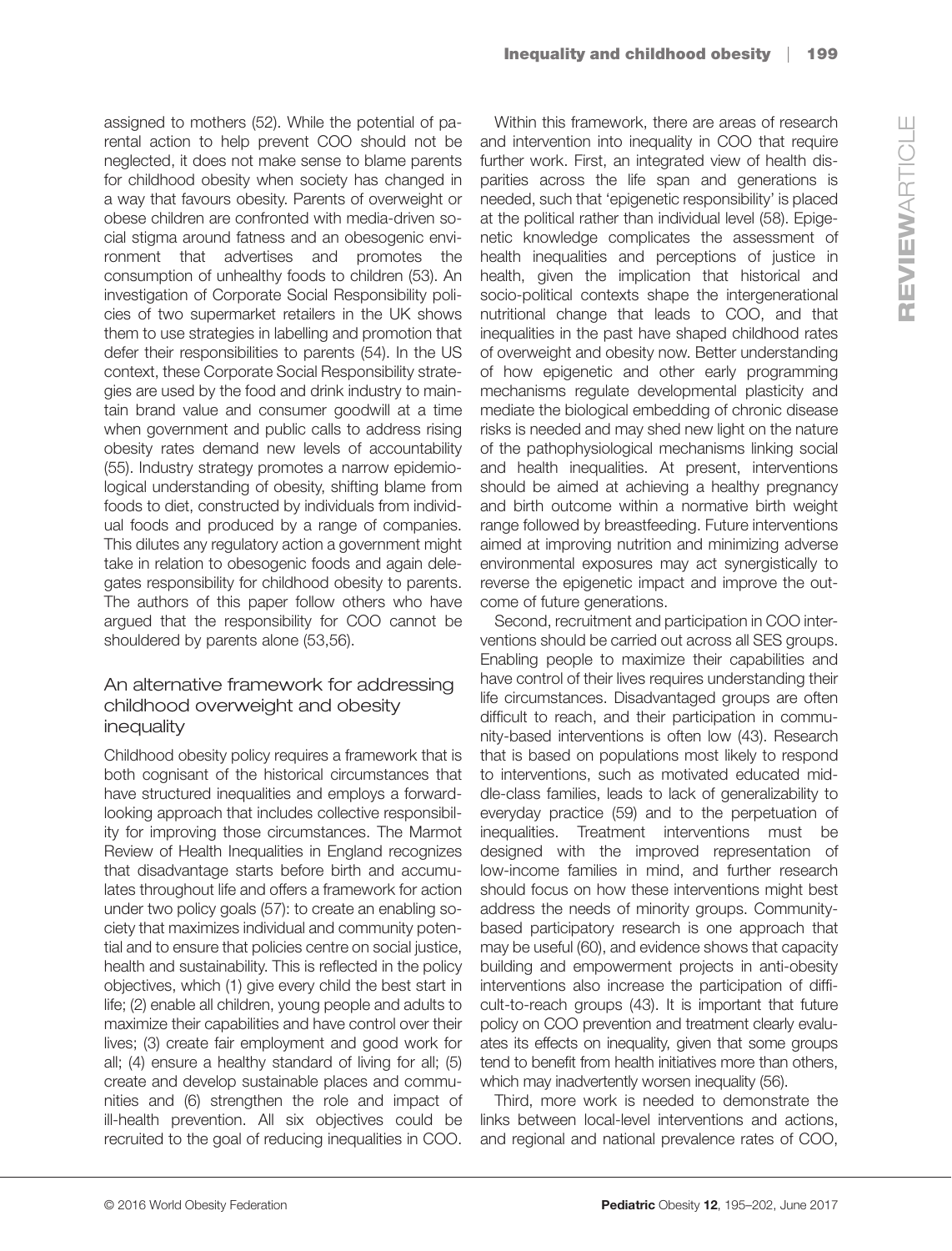assigned to mothers (52). While the potential of parental action to help prevent COO should not be neglected, it does not make sense to blame parents for childhood obesity when society has changed in a way that favours obesity. Parents of overweight or obese children are confronted with media-driven social stigma around fatness and an obesogenic environment that advertises and promotes the consumption of unhealthy foods to children (53). An investigation of Corporate Social Responsibility policies of two supermarket retailers in the UK shows them to use strategies in labelling and promotion that defer their responsibilities to parents (54). In the US context, these Corporate Social Responsibility strategies are used by the food and drink industry to maintain brand value and consumer goodwill at a time when government and public calls to address rising obesity rates demand new levels of accountability (55). Industry strategy promotes a narrow epidemiological understanding of obesity, shifting blame from foods to diet, constructed by individuals from individual foods and produced by a range of companies. This dilutes any regulatory action a government might take in relation to obesogenic foods and again delegates responsibility for childhood obesity to parents. The authors of this paper follow others who have argued that the responsibility for COO cannot be shouldered by parents alone (53,56).

## An alternative framework for addressing childhood overweight and obesity inequality

Childhood obesity policy requires a framework that is both cognisant of the historical circumstances that have structured inequalities and employs a forward-looking approach that includes collective responsibility for improving those circumstances. The Marmot Review of Health Inequalities in England recognizes that disadvantage starts before birth and accumulates throughout life and offers a framework for action under two policy goals (57): to create an enabling society that maximizes individual and community potential and to ensure that policies centre on social justice, health and sustainability. This is reflected in the policy objectives, which (1) give every child the best start in life; (2) enable all children, young people and adults to maximize their capabilities and have control over their lives; (3) create fair employment and good work for all; (4) ensure a healthy standard of living for all; (5) create and develop sustainable places and communities and (6) strengthen the role and impact of ill-health prevention. All six objectives could be recruited to the goal of reducing inequalities in COO.

Within this framework, there are areas of research and intervention into inequality in COO that require further work. First, an integrated view of health disparities across the life span and generations is needed, such that 'epigenetic responsibility' is placed at the political rather than individual level (58). Epigenetic knowledge complicates the assessment of health inequalities and perceptions of justice in health, given the implication that historical and socio-political contexts shape the intergenerational nutritional change that leads to COO, and that inequalities in the past have shaped childhood rates of overweight and obesity now. Better understanding of how epigenetic and other early programming mechanisms regulate developmental plasticity and mediate the biological embedding of chronic disease risks is needed and may shed new light on the nature of the pathophysiological mechanisms linking social and health inequalities. At present, interventions should be aimed at achieving a healthy pregnancy and birth outcome within a normative birth weight range followed by breastfeeding. Future interventions aimed at improving nutrition and minimizing adverse environmental exposures may act synergistically to reverse the epigenetic impact and improve the outcome of future generations.

Second, recruitment and participation in COO interventions should be carried out across all SES groups. Enabling people to maximize their capabilities and have control of their lives requires understanding their life circumstances. Disadvantaged groups are often difficult to reach, and their participation in community-based interventions is often low (43). Research that is based on populations most likely to respond to interventions, such as motivated educated middle-class families, leads to lack of generalizability to everyday practice (59) and to the perpetuation of inequalities. Treatment interventions must be designed with the improved representation of low-income families in mind, and further research should focus on how these interventions might best address the needs of minority groups. Community-based participatory research is one approach that may be useful (60), and evidence shows that capacity building and empowerment projects in anti-obesity interventions also increase the participation of difficult-to-reach groups (43). It is important that future policy on COO prevention and treatment clearly evaluates its effects on inequality, given that some groups tend to benefit from health initiatives more than others, which may inadvertently worsen inequality (56).

Third, more work is needed to demonstrate the links between local-level interventions and actions, and regional and national prevalence rates of COO,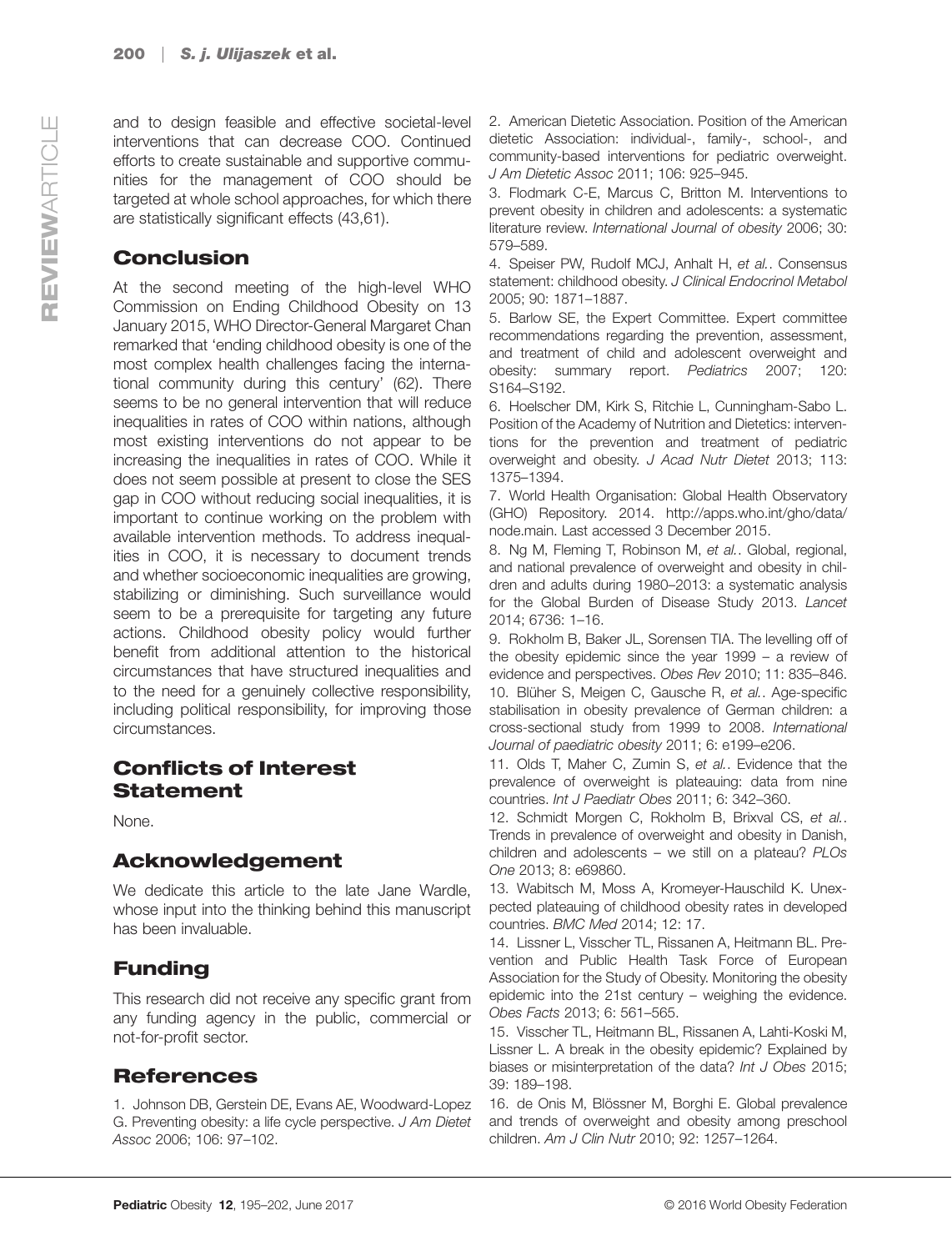and to design feasible and effective societal-level interventions that can decrease COO. Continued efforts to create sustainable and supportive communities for the management of COO should be targeted at whole school approaches, for which there are statistically significant effects (43,61).

## Conclusion

At the second meeting of the high-level WHO Commission on Ending Childhood Obesity on 13 January 2015, WHO Director-General Margaret Chan remarked that 'ending childhood obesity is one of the most complex health challenges facing the international community during this century' (62). There seems to be no general intervention that will reduce inequalities in rates of COO within nations, although most existing interventions do not appear to be increasing the inequalities in rates of COO. While it does not seem possible at present to close the SES gap in COO without reducing social inequalities, it is important to continue working on the problem with available intervention methods. To address inequalities in COO, it is necessary to document trends and whether socioeconomic inequalities are growing, stabilizing or diminishing. Such surveillance would seem to be a prerequisite for targeting any future actions. Childhood obesity policy would further benefit from additional attention to the historical circumstances that have structured inequalities and to the need for a genuinely collective responsibility, including political responsibility, for improving those circumstances.

## Conflicts of Interest Statement

None.

## Acknowledgement

We dedicate this article to the late Jane Wardle, whose input into the thinking behind this manuscript has been invaluable.

## Funding

This research did not receive any specific grant from any funding agency in the public, commercial or not-for-profit sector.

## References

1. Johnson DB, Gerstein DE, Evans AE, Woodward-Lopez G. Preventing obesity: a life cycle perspective. *J Am Dietet Assoc* 2006; 106: 97–102.
2. American Dietetic Association. Position of the American dietetic Association: individual-, family-, school-, and community-based interventions for pediatric overweight. *J Am Dietetic Assoc* 2011; 106: 925–945.
3. Flodmark C-E, Marcus C, Britton M. Interventions to prevent obesity in children and adolescents: a systematic literature review. *International Journal of obesity* 2006; 30: 579–589.
4. Speiser PW, Rudolf MCJ, Anhalt H, *et al.*. Consensus statement: childhood obesity. *J Clinical Endocrinol Metabol* 2005; 90: 1871–1887.
5. Barlow SE, the Expert Committee. Expert committee recommendations regarding the prevention, assessment, and treatment of child and adolescent overweight and obesity: summary report. *Pediatrics* 2007; 120: S164–S192.
6. Hoelscher DM, Kirk S, Ritchie L, Cunningham-Sabo L. Position of the Academy of Nutrition and Dietetics: interventions for the prevention and treatment of pediatric overweight and obesity. *J Acad Nutr Dietet* 2013; 113: 1375–1394.
7. World Health Organisation: Global Health Observatory (GHO) Repository. 2014. http://apps.who.int/gho/data/node.main. Last accessed 3 December 2015.
8. Ng M, Fleming T, Robinson M, *et al.*. Global, regional, and national prevalence of overweight and obesity in children and adults during 1980–2013: a systematic analysis for the Global Burden of Disease Study 2013. *Lancet* 2014; 6736: 1–16.
9. Rokholm B, Baker JL, Sorensen TIA. The levelling off of the obesity epidemic since the year 1999 – a review of evidence and perspectives. *Obes Rev* 2010; 11: 835–846.
10. Blüher S, Meigen C, Gausche R, *et al.*. Age-specific stabilisation in obesity prevalence of German children: a cross-sectional study from 1999 to 2008. *International Journal of paediatric obesity* 2011; 6: e199–e206.
11. Olds T, Maher C, Zumin S, *et al.*. Evidence that the prevalence of overweight is plateauing: data from nine countries. *Int J Paediatr Obes* 2011; 6: 342–360.
12. Schmidt Morgen C, Rokholm B, Brixval CS, *et al.*. Trends in prevalence of overweight and obesity in Danish, children and adolescents – we still on a plateau? *PLOs One* 2013; 8: e69860.
13. Wabitsch M, Moss A, Kromeyer-Hauschild K. Unexpected plateauing of childhood obesity rates in developed countries. *BMC Med* 2014; 12: 17.
14. Lissner L, Visscher TL, Rissanen A, Heitmann BL. Prevention and Public Health Task Force of European Association for the Study of Obesity. Monitoring the obesity epidemic into the 21st century – weighing the evidence. *Obes Facts* 2013; 6: 561–565.
15. Visscher TL, Heitmann BL, Rissanen A, Lahti-Koski M, Lissner L. A break in the obesity epidemic? Explained by biases or misinterpretation of the data? *Int J Obes* 2015; 39: 189–198.
16. de Onis M, Blössner M, Borghi E. Global prevalence and trends of overweight and obesity among preschool children. *Am J Clin Nutr* 2010; 92: 1257–1264.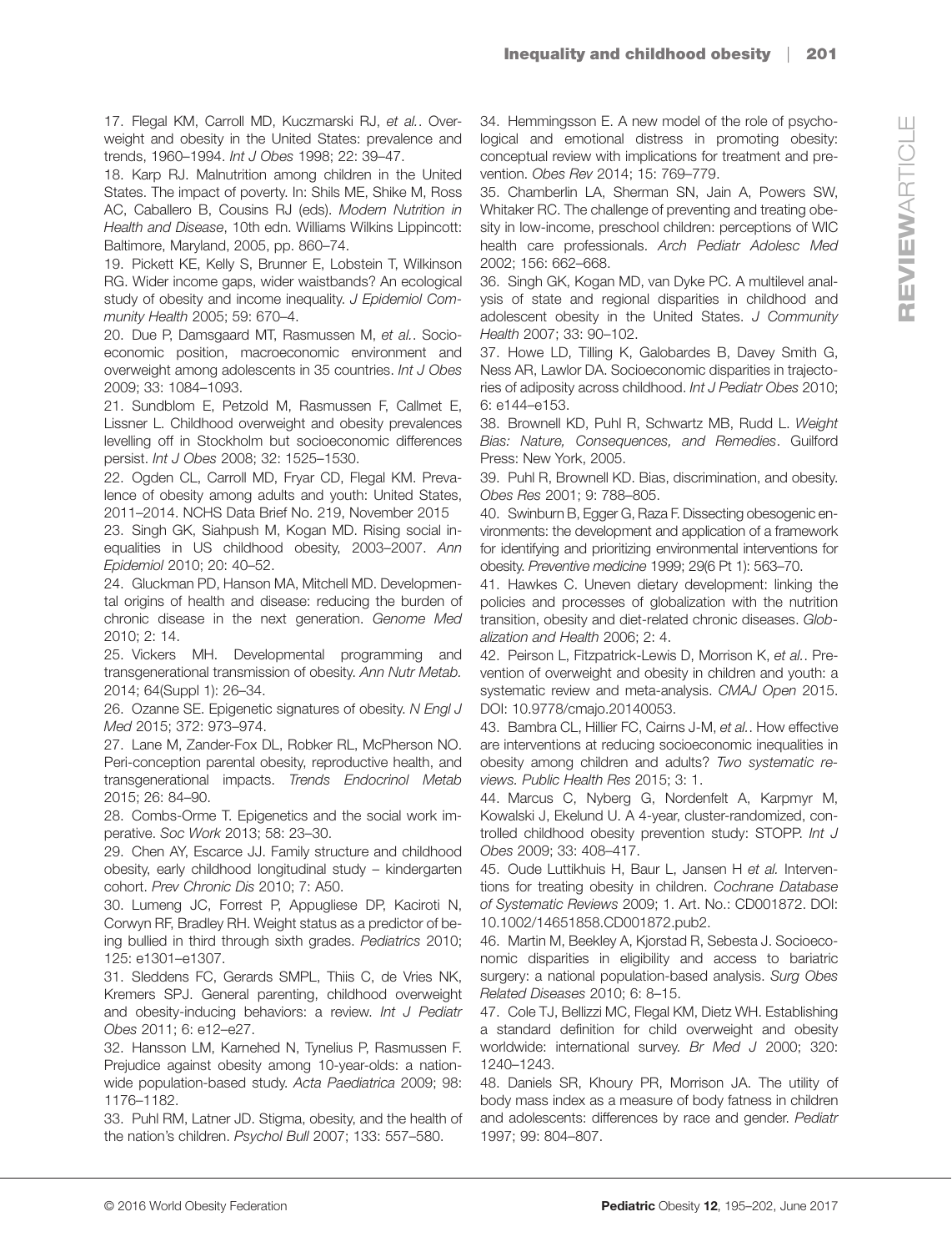17. Flegal KM, Carroll MD, Kuczmarski RJ, *et al.*. Overweight and obesity in the United States: prevalence and trends, 1960–1994. *Int J Obes* 1998; 22: 39–47.

18. Karp RJ. Malnutrition among children in the United States. The impact of poverty. In: Shils ME, Shike M, Ross AC, Caballero B, Cousins RJ (eds). *Modern Nutrition in Health and Disease*, 10th edn. Williams Wilkins Lippincott: Baltimore, Maryland, 2005, pp. 860–74.

19. Pickett KE, Kelly S, Brunner E, Lobstein T, Wilkinson RG. Wider income gaps, wider waistbands? An ecological study of obesity and income inequality. *J Epidemiol Community Health* 2005; 59: 670–4.

20. Due P, Damsgaard MT, Rasmussen M, *et al.*. Socioeconomic position, macroeconomic environment and overweight among adolescents in 35 countries. *Int J Obes* 2009; 33: 1084–1093.

21. Sundblom E, Petzold M, Rasmussen F, Callmet E, Lissner L. Childhood overweight and obesity prevalences levelling off in Stockholm but socioeconomic differences persist. *Int J Obes* 2008; 32: 1525–1530.

22. Ogden CL, Carroll MD, Fryar CD, Flegal KM. Prevalence of obesity among adults and youth: United States, 2011–2014. NCHS Data Brief No. 219, November 2015

23. Singh GK, Siahpush M, Kogan MD. Rising social inequalities in US childhood obesity, 2003–2007. *Ann Epidemiol* 2010; 20: 40–52.

24. Gluckman PD, Hanson MA, Mitchell MD. Developmental origins of health and disease: reducing the burden of chronic disease in the next generation. *Genome Med* 2010; 2: 14.

25. Vickers MH. Developmental programming and transgenerational transmission of obesity. *Ann Nutr Metab.* 2014; 64(Suppl 1): 26–34.

26. Ozanne SE. Epigenetic signatures of obesity. *N Engl J Med* 2015; 372: 973–974.

27. Lane M, Zander-Fox DL, Robker RL, McPherson NO. Peri-conception parental obesity, reproductive health, and transgenerational impacts. *Trends Endocrinol Metab* 2015; 26: 84–90.

28. Combs-Orme T. Epigenetics and the social work imperative. *Soc Work* 2013; 58: 23–30.

29. Chen AY, Escarce JJ. Family structure and childhood obesity, early childhood longitudinal study – kindergarten cohort. *Prev Chronic Dis* 2010; 7: A50.

30. Lumeng JC, Forrest P, Appugliese DP, Kaciroti N, Corwyn RF, Bradley RH. Weight status as a predictor of being bullied in third through sixth grades. *Pediatrics* 2010; 125: e1301–e1307.

31. Sleddens FC, Gerards SMPL, Thiis C, de Vries NK, Kremers SPJ. General parenting, childhood overweight and obesity-inducing behaviors: a review. *Int J Pediatr Obes* 2011; 6: e12–e27.

32. Hansson LM, Karnehed N, Tynelius P, Rasmussen F. Prejudice against obesity among 10-year-olds: a nationwide population-based study. *Acta Paediatrica* 2009; 98: 1176–1182.

33. Puhl RM, Latner JD. Stigma, obesity, and the health of the nation's children. *Psychol Bull* 2007; 133: 557–580.

34. Hemmingsson E. A new model of the role of psychological and emotional distress in promoting obesity: conceptual review with implications for treatment and prevention. *Obes Rev* 2014; 15: 769–779.

35. Chamberlin LA, Sherman SN, Jain A, Powers SW, Whitaker RC. The challenge of preventing and treating obesity in low-income, preschool children: perceptions of WIC health care professionals. *Arch Pediatr Adolesc Med* 2002; 156: 662–668.

36. Singh GK, Kogan MD, van Dyke PC. A multilevel analysis of state and regional disparities in childhood and adolescent obesity in the United States. *J Community Health* 2007; 33: 90–102.

37. Howe LD, Tilling K, Galobardes B, Davey Smith G, Ness AR, Lawlor DA. Socioeconomic disparities in trajectories of adiposity across childhood. *Int J Pediatr Obes* 2010; 6: e144–e153.

38. Brownell KD, Puhl R, Schwartz MB, Rudd L. *Weight Bias: Nature, Consequences, and Remedies*. Guilford Press: New York, 2005.

39. Puhl R, Brownell KD. Bias, discrimination, and obesity. *Obes Res* 2001; 9: 788–805.

40. Swinburn B, Egger G, Raza F. Dissecting obesogenic environments: the development and application of a framework for identifying and prioritizing environmental interventions for obesity. *Preventive medicine* 1999; 29(6 Pt 1): 563–70.

41. Hawkes C. Uneven dietary development: linking the policies and processes of globalization with the nutrition transition, obesity and diet-related chronic diseases. *Globalization and Health* 2006; 2: 4.

42. Peirson L, Fitzpatrick-Lewis D, Morrison K, *et al.*. Prevention of overweight and obesity in children and youth: a systematic review and meta-analysis. *CMAJ Open* 2015. DOI: 10.9778/cmajo.20140053.

43. Bambra CL, Hillier FC, Cairns J-M, *et al.*. How effective are interventions at reducing socioeconomic inequalities in obesity among children and adults? *Two systematic reviews. Public Health Res* 2015; 3: 1.

44. Marcus C, Nyberg G, Nordenfelt A, Karpmyr M, Kowalski J, Ekelund U. A 4-year, cluster-randomized, controlled childhood obesity prevention study: STOPP. *Int J Obes* 2009; 33: 408–417.

45. Oude Luttikhuis H, Baur L, Jansen H *et al.* Interventions for treating obesity in children. *Cochrane Database of Systematic Reviews* 2009; 1. Art. No.: CD001872. DOI: 10.1002/14651858.CD001872.pub2.

46. Martin M, Beekley A, Kjorstad R, Sebesta J. Socioeconomic disparities in eligibility and access to bariatric surgery: a national population-based analysis. *Surg Obes Related Diseases* 2010; 6: 8–15.

47. Cole TJ, Bellizzi MC, Flegal KM, Dietz WH. Establishing a standard definition for child overweight and obesity worldwide: international survey. *Br Med J* 2000; 320: 1240–1243.

48. Daniels SR, Khoury PR, Morrison JA. The utility of body mass index as a measure of body fatness in children and adolescents: differences by race and gender. *Pediatr* 1997; 99: 804–807.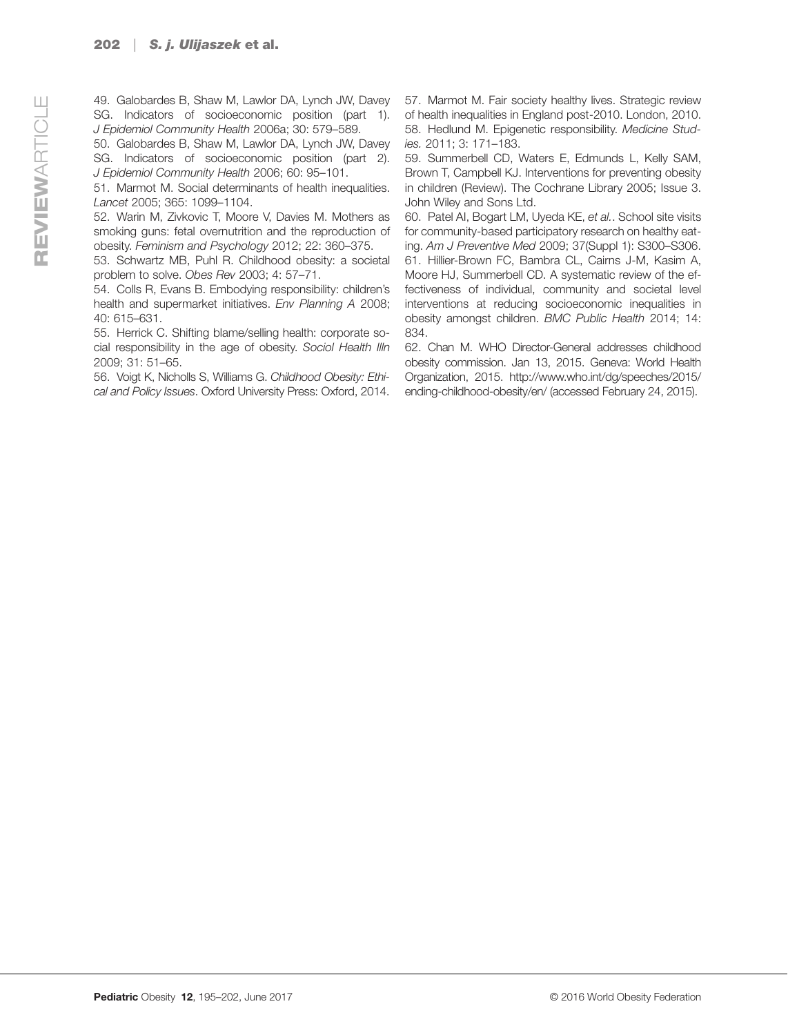49. Galobardes B, Shaw M, Lawlor DA, Lynch JW, Davey SG. Indicators of socioeconomic position (part 1). *J Epidemiol Community Health* 2006a; 30: 579–589.

50. Galobardes B, Shaw M, Lawlor DA, Lynch JW, Davey SG. Indicators of socioeconomic position (part 2). *J Epidemiol Community Health* 2006; 60: 95–101.

51. Marmot M. Social determinants of health inequalities. *Lancet* 2005; 365: 1099–1104.

52. Warin M, Zivkovic T, Moore V, Davies M. Mothers as smoking guns: fetal overnutrition and the reproduction of obesity. *Feminism and Psychology* 2012; 22: 360–375.

53. Schwartz MB, Puhl R. Childhood obesity: a societal problem to solve. *Obes Rev* 2003; 4: 57–71.

54. Colls R, Evans B. Embodying responsibility: children's health and supermarket initiatives. *Env Planning A* 2008; 40: 615–631.

55. Herrick C. Shifting blame/selling health: corporate social responsibility in the age of obesity. *Sociol Health Illn* 2009; 31: 51–65.

56. Voigt K, Nicholls S, Williams G. *Childhood Obesity: Ethical and Policy Issues*. Oxford University Press: Oxford, 2014.

57. Marmot M. Fair society healthy lives. Strategic review of health inequalities in England post-2010. London, 2010.

58. Hedlund M. Epigenetic responsibility. *Medicine Studies.* 2011; 3: 171–183.

59. Summerbell CD, Waters E, Edmunds L, Kelly SAM, Brown T, Campbell KJ. Interventions for preventing obesity in children (Review). The Cochrane Library 2005; Issue 3. John Wiley and Sons Ltd.

60. Patel AI, Bogart LM, Uyeda KE, *et al.*. School site visits for community-based participatory research on healthy eating. *Am J Preventive Med* 2009; 37(Suppl 1): S300–S306.

61. Hillier-Brown FC, Bambra CL, Cairns J-M, Kasim A, Moore HJ, Summerbell CD. A systematic review of the effectiveness of individual, community and societal level interventions at reducing socioeconomic inequalities in obesity amongst children. *BMC Public Health* 2014; 14: 834.

62. Chan M. WHO Director-General addresses childhood obesity commission. Jan 13, 2015. Geneva: World Health Organization, 2015. http://www.who.int/dg/speeches/2015/ending-childhood-obesity/en/ (accessed February 24, 2015).